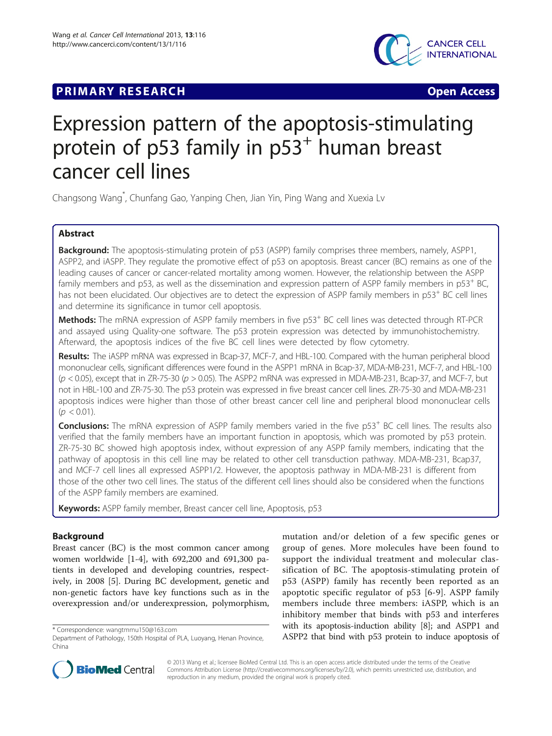**PRIMARY RESEARCH** **Open Access**

# Expression pattern of the apoptosis-stimulating protein of p53 family in p53$^+$ human breast cancer cell lines

Changsong Wang*, Chunfang Gao, Yanping Chen, Jian Yin, Ping Wang and Xuexia Lv

## Abstract

**Background:** The apoptosis-stimulating protein of p53 (ASPP) family comprises three members, namely, ASPP1, ASPP2, and iASPP. They regulate the promotive effect of p53 on apoptosis. Breast cancer (BC) remains as one of the leading causes of cancer or cancer-related mortality among women. However, the relationship between the ASPP family members and p53, as well as the dissemination and expression pattern of ASPP family members in p53$^+$ BC, has not been elucidated. Our objectives are to detect the expression of ASPP family members in p53$^+$ BC cell lines and determine its significance in tumor cell apoptosis.

**Methods:** The mRNA expression of ASPP family members in five p53$^+$ BC cell lines was detected through RT-PCR and assayed using Quality-one software. The p53 protein expression was detected by immunohistochemistry. Afterward, the apoptosis indices of the five BC cell lines were detected by flow cytometry.

**Results:** The iASPP mRNA was expressed in Bcap-37, MCF-7, and HBL-100. Compared with the human peripheral blood mononuclear cells, significant differences were found in the ASPP1 mRNA in Bcap-37, MDA-MB-231, MCF-7, and HBL-100 ($p < 0.05$), except that in ZR-75-30 ($p > 0.05$). The ASPP2 mRNA was expressed in MDA-MB-231, Bcap-37, and MCF-7, but not in HBL-100 and ZR-75-30. The p53 protein was expressed in five breast cancer cell lines. ZR-75-30 and MDA-MB-231 apoptosis indices were higher than those of other breast cancer cell line and peripheral blood mononuclear cells ($p < 0.01$).

**Conclusions:** The mRNA expression of ASPP family members varied in the five p53$^+$ BC cell lines. The results also verified that the family members have an important function in apoptosis, which was promoted by p53 protein. ZR-75-30 BC showed high apoptosis index, without expression of any ASPP family members, indicating that the pathway of apoptosis in this cell line may be related to other cell transduction pathway. MDA-MB-231, Bcap37, and MCF-7 cell lines all expressed ASPP1/2. However, the apoptosis pathway in MDA-MB-231 is different from those of the other two cell lines. The status of the different cell lines should also be considered when the functions of the ASPP family members are examined.

**Keywords:** ASPP family member, Breast cancer cell line, Apoptosis, p53

## Background

Breast cancer (BC) is the most common cancer among women worldwide [1-4], with 692,200 and 691,300 patients in developed and developing countries, respectively, in 2008 [5]. During BC development, genetic and non-genetic factors have key functions such as in the overexpression and/or underexpression, polymorphism, mutation and/or deletion of a few specific genes or group of genes. More molecules have been found to support the individual treatment and molecular classification of BC. The apoptosis-stimulating protein of p53 (ASPP) family has recently been reported as an apoptotic specific regulator of p53 [6-9]. ASPP family members include three members: iASPP, which is an inhibitory member that binds with p53 and interferes with its apoptosis-induction ability [8]; and ASPP1 and ASPP2 that bind with p53 protein to induce apoptosis of

* Correspondence: wangtmmu150@163.com
Department of Pathology, 150th Hospital of PLA, Luoyang, Henan Province, China

© 2013 Wang et al.; licensee BioMed Central Ltd. This is an open access article distributed under the terms of the Creative Commons Attribution License (http://creativecommons.org/licenses/by/2.0), which permits unrestricted use, distribution, and reproduction in any medium, provided the original work is properly cited.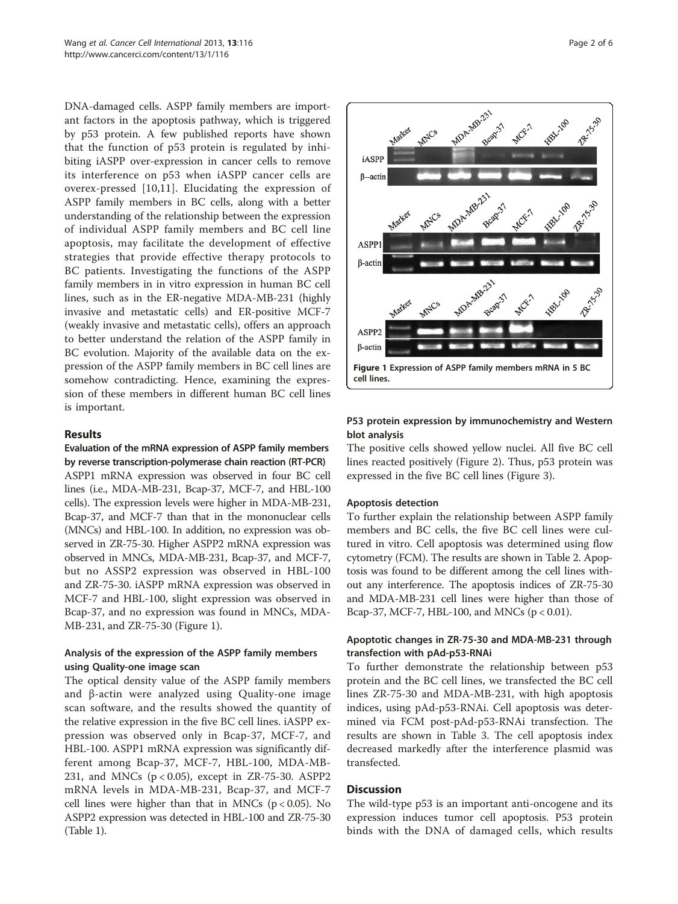DNA-damaged cells. ASPP family members are important factors in the apoptosis pathway, which is triggered by p53 protein. A few published reports have shown that the function of p53 protein is regulated by inhibiting iASPP over-expression in cancer cells to remove its interference on p53 when iASPP cancer cells are overex-pressed [10,11]. Elucidating the expression of ASPP family members in BC cells, along with a better understanding of the relationship between the expression of individual ASPP family members and BC cell line apoptosis, may facilitate the development of effective strategies that provide effective therapy protocols to BC patients. Investigating the functions of the ASPP family members in in vitro expression in human BC cell lines, such as in the ER-negative MDA-MB-231 (highly invasive and metastatic cells) and ER-positive MCF-7 (weakly invasive and metastatic cells), offers an approach to better understand the relation of the ASPP family in BC evolution. Majority of the available data on the expression of the ASPP family members in BC cell lines are somehow contradicting. Hence, examining the expression of these members in different human BC cell lines is important.

## Results

### Evaluation of the mRNA expression of ASPP family members by reverse transcription-polymerase chain reaction (RT-PCR)

ASPP1 mRNA expression was observed in four BC cell lines (i.e., MDA-MB-231, Bcap-37, MCF-7, and HBL-100 cells). The expression levels were higher in MDA-MB-231, Bcap-37, and MCF-7 than that in the mononuclear cells (MNCs) and HBL-100. In addition, no expression was observed in ZR-75-30. Higher ASPP2 mRNA expression was observed in MNCs, MDA-MB231, Bcap-37, and MCF-7, but no ASSP2 expression was observed in HBL-100 and ZR-75-30. iASPP mRNA expression was observed in MCF-7 and HBL-100, slight expression was observed in Bcap-37, and no expression was found in MNCs, MDA-MB-231, and ZR-75-30 (Figure 1).

### Analysis of the expression of the ASPP family members using Quality-one image scan

The optical density value of the ASPP family members and β-actin were analyzed using Quality-one image scan software, and the results showed the quantity of the relative expression in the five BC cell lines. iASPP expression was observed only in Bcap-37, MCF-7, and HBL-100. ASPP1 mRNA expression was significantly different among Bcap-37, MCF-7, HBL-100, MDA-MB-231, and MNCs ($p < 0.05$), except in ZR-75-30. ASPP2 mRNA levels in MDA-MB-231, Bcap-37, and MCF-7 cell lines were higher than that in MNCs ($p < 0.05$). No ASPP2 expression was detected in HBL-100 and ZR-75-30 (Table 1).

Marker MNCs MDA-MB-231 Bcap-37 MCF-7 HBL-100 ZR-75-30
iASPP
β--actin
ASPP1
β-actin
ASPP2
β-actin

**Figure 1 Expression of ASPP family members mRNA in 5 BC cell lines.**

### P53 protein expression by immunochemistry and Western blot analysis

The positive cells showed yellow nuclei. All five BC cell lines reacted positively (Figure 2). Thus, p53 protein was expressed in the five BC cell lines (Figure 3).

### Apoptosis detection

To further explain the relationship between ASPP family members and BC cells, the five BC cell lines were cultured in vitro. Cell apoptosis was determined using flow cytometry (FCM). The results are shown in Table 2. Apoptosis was found to be different among the cell lines without any interference. The apoptosis indices of ZR-75-30 and MDA-MB-231 cell lines were higher than those of Bcap-37, MCF-7, HBL-100, and MNCs ($p < 0.01$).

### Apoptotic changes in ZR-75-30 and MDA-MB-231 through transfection with pAd-p53-RNAi

To further demonstrate the relationship between p53 protein and the BC cell lines, we transfected the BC cell lines ZR-75-30 and MDA-MB-231, with high apoptosis indices, using pAd-p53-RNAi. Cell apoptosis was determined via FCM post-pAd-p53-RNAi transfection. The results are shown in Table 3. The cell apoptosis index decreased markedly after the interference plasmid was transfected.

## Discussion

The wild-type p53 is an important anti-oncogene and its expression induces tumor cell apoptosis. P53 protein binds with the DNA of damaged cells, which results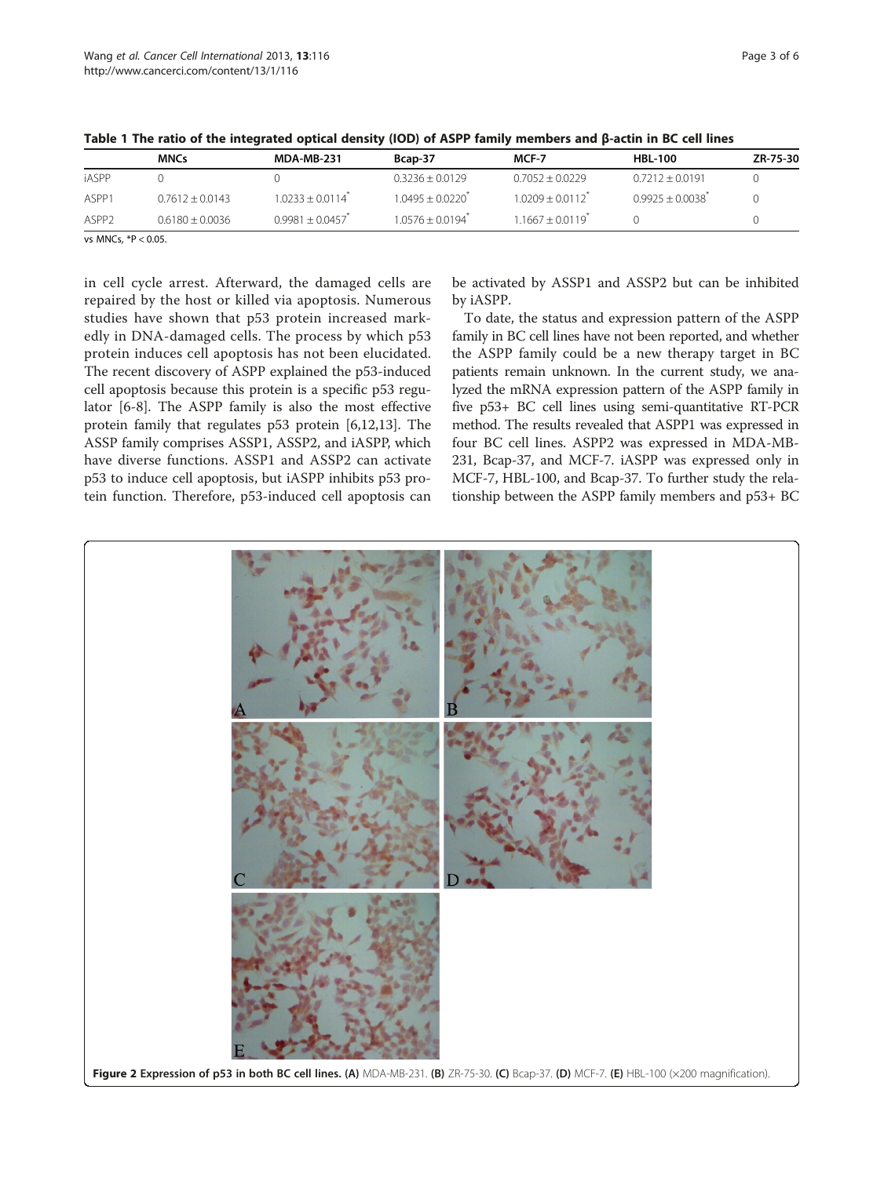**Table 1 The ratio of the integrated optical density (IOD) of ASPP family members and β-actin in BC cell lines**

| | MNCs | MDA-MB-231 | Bcap-37 | MCF-7 | HBL-100 | ZR-75-30 |
|---|---|---|---|---|---|---|
| iASPP | 0 | 0 | 0.3236 ± 0.0129 | 0.7052 ± 0.0229 | 0.7212 ± 0.0191 | 0 |
| ASPP1 | 0.7612 ± 0.0143 | 1.0233 ± 0.0114* | 1.0495 ± 0.0220* | 1.0209 ± 0.0112* | 0.9925 ± 0.0038* | 0 |
| ASPP2 | 0.6180 ± 0.0036 | 0.9981 ± 0.0457* | 1.0576 ± 0.0194* | 1.1667 ± 0.0119* | 0 | 0 |

vs MNCs, *$P < 0.05$.

in cell cycle arrest. Afterward, the damaged cells are repaired by the host or killed via apoptosis. Numerous studies have shown that p53 protein increased markedly in DNA-damaged cells. The process by which p53 protein induces cell apoptosis has not been elucidated. The recent discovery of ASPP explained the p53-induced cell apoptosis because this protein is a specific p53 regulator [6-8]. The ASPP family is also the most effective protein family that regulates p53 protein [6,12,13]. The ASSP family comprises ASSP1, ASSP2, and iASPP, which have diverse functions. ASSP1 and ASSP2 can activate p53 to induce cell apoptosis, but iASPP inhibits p53 protein function. Therefore, p53-induced cell apoptosis can be activated by ASSP1 and ASSP2 but can be inhibited by iASPP.

To date, the status and expression pattern of the ASPP family in BC cell lines have not been reported, and whether the ASPP family could be a new therapy target in BC patients remain unknown. In the current study, we analyzed the mRNA expression pattern of the ASPP family in five p53+ BC cell lines using semi-quantitative RT-PCR method. The results revealed that ASPP1 was expressed in four BC cell lines. ASPP2 was expressed in MDA-MB-231, Bcap-37, and MCF-7. iASPP was expressed only in MCF-7, HBL-100, and Bcap-37. To further study the relationship between the ASPP family members and p53+ BC

**Figure 2 Expression of p53 in both BC cell lines. (A)** MDA-MB-231. **(B)** ZR-75-30. **(C)** Bcap-37. **(D)** MCF-7. **(E)** HBL-100 (×200 magnification).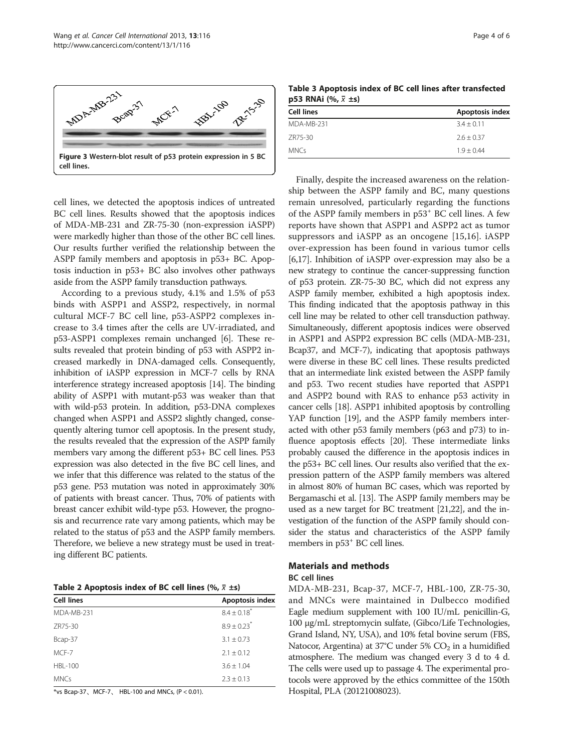MDA-MB-231 Bcap-37 MCF-7 HBL-100 ZR-75-30

**Figure 3 Western-blot result of p53 protein expression in 5 BC cell lines.**

cell lines, we detected the apoptosis indices of untreated BC cell lines. Results showed that the apoptosis indices of MDA-MB-231 and ZR-75-30 (non-expression iASPP) were markedly higher than those of the other BC cell lines. Our results further verified the relationship between the ASPP family members and apoptosis in p53+ BC. Apoptosis induction in p53+ BC also involves other pathways aside from the ASPP family transduction pathways.

According to a previous study, 4.1% and 1.5% of p53 binds with ASPP1 and ASSP2, respectively, in normal cultural MCF-7 BC cell line, p53-ASPP2 complexes increase to 3.4 times after the cells are UV-irradiated, and p53-ASPP1 complexes remain unchanged [6]. These results revealed that protein binding of p53 with ASPP2 increased markedly in DNA-damaged cells. Consequently, inhibition of iASPP expression in MCF-7 cells by RNA interference strategy increased apoptosis [14]. The binding ability of ASPP1 with mutant-p53 was weaker than that with wild-p53 protein. In addition, p53-DNA complexes changed when ASPP1 and ASSP2 slightly changed, consequently altering tumor cell apoptosis. In the present study, the results revealed that the expression of the ASPP family members vary among the different p53+ BC cell lines. P53 expression was also detected in the five BC cell lines, and we infer that this difference was related to the status of the p53 gene. P53 mutation was noted in approximately 30% of patients with breast cancer. Thus, 70% of patients with breast cancer exhibit wild-type p53. However, the prognosis and recurrence rate vary among patients, which may be related to the status of p53 and the ASPP family members. Therefore, we believe a new strategy must be used in treating different BC patients.

**Table 2 Apoptosis index of BC cell lines (%, $\bar{x}$ ±s)**

| Cell lines | Apoptosis index |
|---|---|
| MDA-MB-231 | 8.4 ± 0.18* |
| ZR75-30 | 8.9 ± 0.23* |
| Bcap-37 | 3.1 ± 0.73 |
| MCF-7 | 2.1 ± 0.12 |
| HBL-100 | 3.6 ± 1.04 |
| MNCs | 2.3 ± 0.13 |

*vs Bcap-37、MCF-7、 HBL-100 and MNCs, ($P < 0.01$).

**Table 3 Apoptosis index of BC cell lines after transfected p53 RNAi (%, $\bar{x}$ ±s)**

| Cell lines | Apoptosis index |
|---|---|
| MDA-MB-231 | 3.4 ± 0.11 |
| ZR75-30 | 2.6 ± 0.37 |
| MNCs | 1.9 ± 0.44 |

Finally, despite the increased awareness on the relationship between the ASPP family and BC, many questions remain unresolved, particularly regarding the functions of the ASPP family members in $p53^+$ BC cell lines. A few reports have shown that ASPP1 and ASPP2 act as tumor suppressors and iASPP as an oncogene [15,16]. iASPP over-expression has been found in various tumor cells [6,17]. Inhibition of iASPP over-expression may also be a new strategy to continue the cancer-suppressing function of p53 protein. ZR-75-30 BC, which did not express any ASPP family member, exhibited a high apoptosis index. This finding indicated that the apoptosis pathway in this cell line may be related to other cell transduction pathway. Simultaneously, different apoptosis indices were observed in ASPP1 and ASPP2 expression BC cells (MDA-MB-231, Bcap37, and MCF-7), indicating that apoptosis pathways were diverse in these BC cell lines. These results predicted that an intermediate link existed between the ASPP family and p53. Two recent studies have reported that ASPP1 and ASPP2 bound with RAS to enhance p53 activity in cancer cells [18]. ASPP1 inhibited apoptosis by controlling YAP function [19], and the ASPP family members interacted with other p53 family members (p63 and p73) to influence apoptosis effects [20]. These intermediate links probably caused the difference in the apoptosis indices in the p53+ BC cell lines. Our results also verified that the expression pattern of the ASPP family members was altered in almost 80% of human BC cases, which was reported by Bergamaschi et al. [13]. The ASPP family members may be used as a new target for BC treatment [21,22], and the investigation of the function of the ASPP family should consider the status and characteristics of the ASPP family members in $p53^+$ BC cell lines.

## Materials and methods

### BC cell lines

MDA-MB-231, Bcap-37, MCF-7, HBL-100, ZR-75-30, and MNCs were maintained in Dulbecco modified Eagle medium supplement with 100 IU/mL penicillin-G, 100 μg/mL streptomycin sulfate, (Gibco/Life Technologies, Grand Island, NY, USA), and 10% fetal bovine serum (FBS, Natocor, Argentina) at 37°C under 5% $CO_2$ in a humidified atmosphere. The medium was changed every 3 d to 4 d. The cells were used up to passage 4. The experimental protocols were approved by the ethics committee of the 150th Hospital, PLA (20121008023).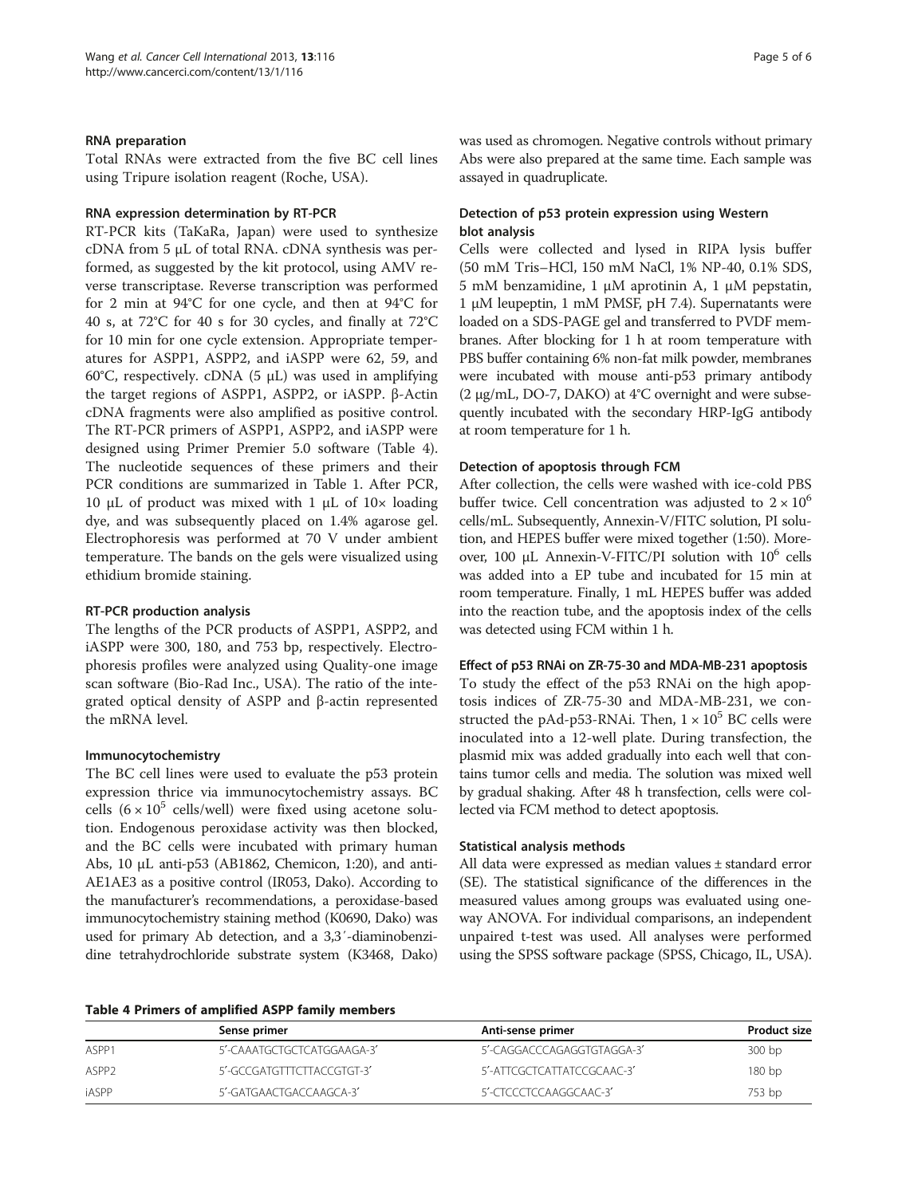#### RNA preparation

Total RNAs were extracted from the five BC cell lines using Tripure isolation reagent (Roche, USA).

#### RNA expression determination by RT-PCR

RT-PCR kits (TaKaRa, Japan) were used to synthesize cDNA from 5 μL of total RNA. cDNA synthesis was performed, as suggested by the kit protocol, using AMV reverse transcriptase. Reverse transcription was performed for 2 min at 94°C for one cycle, and then at 94°C for 40 s, at 72°C for 40 s for 30 cycles, and finally at 72°C for 10 min for one cycle extension. Appropriate temperatures for ASPP1, ASPP2, and iASPP were 62, 59, and 60°C, respectively. cDNA (5 μL) was used in amplifying the target regions of ASPP1, ASPP2, or iASPP. β-Actin cDNA fragments were also amplified as positive control. The RT-PCR primers of ASPP1, ASPP2, and iASPP were designed using Primer Premier 5.0 software (Table 4). The nucleotide sequences of these primers and their PCR conditions are summarized in Table 1. After PCR, 10 μL of product was mixed with 1 μL of 10× loading dye, and was subsequently placed on 1.4% agarose gel. Electrophoresis was performed at 70 V under ambient temperature. The bands on the gels were visualized using ethidium bromide staining.

#### RT-PCR production analysis

The lengths of the PCR products of ASPP1, ASPP2, and iASPP were 300, 180, and 753 bp, respectively. Electrophoresis profiles were analyzed using Quality-one image scan software (Bio-Rad Inc., USA). The ratio of the integrated optical density of ASPP and β-actin represented the mRNA level.

#### Immunocytochemistry

The BC cell lines were used to evaluate the p53 protein expression thrice via immunocytochemistry assays. BC cells ($6 \times 10^5$ cells/well) were fixed using acetone solution. Endogenous peroxidase activity was then blocked, and the BC cells were incubated with primary human Abs, 10 μL anti-p53 (AB1862, Chemicon, 1:20), and anti-AE1AE3 as a positive control (IR053, Dako). According to the manufacturer's recommendations, a peroxidase-based immunocytochemistry staining method (K0690, Dako) was used for primary Ab detection, and a 3,3′-diaminobenzidine tetrahydrochloride substrate system (K3468, Dako) was used as chromogen. Negative controls without primary Abs were also prepared at the same time. Each sample was assayed in quadruplicate.

#### Detection of p53 protein expression using Western blot analysis

Cells were collected and lysed in RIPA lysis buffer (50 mM Tris–HCl, 150 mM NaCl, 1% NP-40, 0.1% SDS, 5 mM benzamidine, 1 μM aprotinin A, 1 μM pepstatin, 1 μM leupeptin, 1 mM PMSF, pH 7.4). Supernatants were loaded on a SDS-PAGE gel and transferred to PVDF membranes. After blocking for 1 h at room temperature with PBS buffer containing 6% non-fat milk powder, membranes were incubated with mouse anti-p53 primary antibody (2 μg/mL, DO-7, DAKO) at 4°C overnight and were subsequently incubated with the secondary HRP-IgG antibody at room temperature for 1 h.

#### Detection of apoptosis through FCM

After collection, the cells were washed with ice-cold PBS buffer twice. Cell concentration was adjusted to $2 \times 10^6$ cells/mL. Subsequently, Annexin-V/FITC solution, PI solution, and HEPES buffer were mixed together (1:50). Moreover, 100 μL Annexin-V-FITC/PI solution with $10^6$ cells was added into a EP tube and incubated for 15 min at room temperature. Finally, 1 mL HEPES buffer was added into the reaction tube, and the apoptosis index of the cells was detected using FCM within 1 h.

#### Effect of p53 RNAi on ZR-75-30 and MDA-MB-231 apoptosis

To study the effect of the p53 RNAi on the high apoptosis indices of ZR-75-30 and MDA-MB-231, we constructed the pAd-p53-RNAi. Then, $1 \times 10^5$ BC cells were inoculated into a 12-well plate. During transfection, the plasmid mix was added gradually into each well that contains tumor cells and media. The solution was mixed well by gradual shaking. After 48 h transfection, cells were collected via FCM method to detect apoptosis.

#### Statistical analysis methods

All data were expressed as median values ± standard error (SE). The statistical significance of the differences in the measured values among groups was evaluated using one-way ANOVA. For individual comparisons, an independent unpaired t-test was used. All analyses were performed using the SPSS software package (SPSS, Chicago, IL, USA).

**Table 4 Primers of amplified ASPP family members**

| | Sense primer | Anti-sense primer | Product size |
|---|---|---|---|
| ASPP1 | 5′-CAAATGCTGCTCATGGAAGA-3′ | 5′-CAGGACCCAGAGGTGTAGGA-3′ | 300 bp |
| ASPP2 | 5′-GCCGATGTTTCTTACCGTGT-3′ | 5′-ATTCGCTCATTATCCGCAAC-3′ | 180 bp |
| iASPP | 5′-GATGAACTGACCAAGCA-3′ | 5′-CTCCCTCCAAGGCAAC-3′ | 753 bp |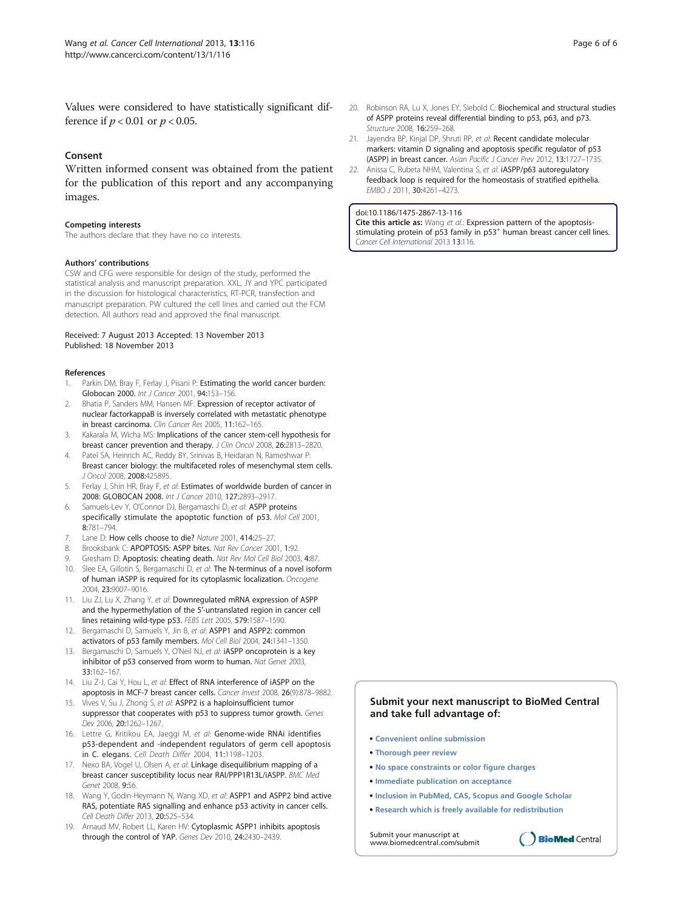Values were considered to have statistically significant difference if $p < 0.01$ or $p < 0.05$.

## Consent

Written informed consent was obtained from the patient for the publication of this report and any accompanying images.

### Competing interests

The authors declare that they have no co interests.

### Authors' contributions

CSW and CFG were responsible for design of the study, performed the statistical analysis and manuscript preparation. XXL, JY and YPC participated in the discussion for histological characteristics, RT-PCR, transfection and manuscript preparation. PW cultured the cell lines and carried out the FCM detection. All authors read and approved the final manuscript.

Received: 7 August 2013 Accepted: 13 November 2013
Published: 18 November 2013

### References

1. Parkin DM, Bray F, Ferlay J, Pisani P: **Estimating the world cancer burden: Globocan 2000.** *Int J Cancer* 2001, **94**:153–156.
2. Bhatia P, Sanders MM, Hansen MF: **Expression of receptor activator of nuclear factorkappaB is inversely correlated with metastatic phenotype in breast carcinoma.** *Clin Cancer Res* 2005, **11**:162–165.
3. Kakarala M, Wicha MS: **Implications of the cancer stem-cell hypothesis for breast cancer prevention and therapy.** *J Clin Oncol* 2008, **26**:2813–2820.
4. Patel SA, Heinrich AC, Reddy BY, Srinivas B, Heidaran N, Rameshwar P: **Breast cancer biology: the multifaceted roles of mesenchymal stem cells.** *J Oncol* 2008, **2008**:425895.
5. Ferlay J, Shin HR, Bray F, *et al*: **Estimates of worldwide burden of cancer in 2008: GLOBOCAN 2008.** *Int J Cancer* 2010, **127**:2893–2917.
6. Samuels-Lev Y, O'Connor DJ, Bergamaschi D, *et al*: **ASPP proteins specifically stimulate the apoptotic function of p53.** *Mol Cell* 2001, **8**:781–794.
7. Lane D: **How cells choose to die?** *Nature* 2001, **414**:25–27.
8. Brooksbank C: **APOPTOSIS: ASPP bites.** *Nat Rev Cancer* 2001, **1**:92.
9. Gresham D: **Apoptosis: cheating death.** *Nat Rev Mol Cell Biol* 2003, **4**:87.
10. Slee EA, Gillotin S, Bergamaschi D, *et al*: **The N-terminus of a novel isoform of human iASPP is required for its cytoplasmic localization.** *Oncogene* 2004, **23**:9007–9016.
11. Liu ZJ, Lu X, Zhang Y, *et al*: **Downregulated mRNA expression of ASPP and the hypermethylation of the 5'-untranslated region in cancer cell lines retaining wild-type p53.** *FEBS Lett* 2005, **579**:1587–1590.
12. Bergamaschi D, Samuels Y, Jin B, *et al*: **ASPP1 and ASPP2: common activators of p53 family members.** *Mol Cell Biol* 2004, **24**:1341–1350.
13. Bergamaschi D, Samuels Y, O'Neil NJ, *et al*: **iASPP oncoprotein is a key inhibitor of p53 conserved from worm to human.** *Nat Genet* 2003, **33**:162–167.
14. Liu Z-J, Cai Y, Hou L, *et al*: **Effect of RNA interference of iASPP on the apoptosis in MCF-7 breast cancer cells.** *Cancer Invest* 2008, **26**(9):878–9882.
15. Vives V, Su J, Zhong S, *et al*: **ASPP2 is a haploinsufficient tumor suppressor that cooperates with p53 to suppress tumor growth.** *Genes Dev* 2006, **20**:1262–1267.
16. Lettre G, Kritikou EA, Jaeggi M, *et al*: **Genome-wide RNAi identifies p53-dependent and -independent regulators of germ cell apoptosis in C. elegans.** *Cell Death Differ* 2004, **11**:1198–1203.
17. Nexo BA, Vogel U, Olsen A, *et al*: **Linkage disequilibrium mapping of a breast cancer susceptibility locus near RAI/PPP1R13L/iASPP.** *BMC Med Genet* 2008, **9**:56.
18. Wang Y, Godin-Heymann N, Wang XD, *et al*: **ASPP1 and ASPP2 bind active RAS, potentiate RAS signalling and enhance p53 activity in cancer cells.** *Cell Death Differ* 2013, **20**:525–534.
19. Arnaud MV, Robert LL, Karen HV: **Cytoplasmic ASPP1 inhibits apoptosis through the control of YAP.** *Genes Dev* 2010, **24**:2430–2439.
20. Robinson RA, Lu X, Jones EY, Siebold C: **Biochemical and structural studies of ASPP proteins reveal differential binding to p53, p63, and p73.** *Structure* 2008, **16**:259–268.
21. Jayendra BP, Kinjal DP, Shruti RP, *et al*: **Recent candidate molecular markers: vitamin D signaling and apoptosis specific regulator of p53 (ASPP) in breast cancer.** *Asian Pacific J Cancer Prev* 2012, **13**:1727–1735.
22. Anissa C, Rubeta NHM, Valentina S, *et al*: **iASPP/p63 autoregulatory feedback loop is required for the homeostasis of stratified epithelia.** *EMBO J* 2011, **30**:4261–4273.

doi:10.1186/1475-2867-13-116
**Cite this article as:** Wang *et al.*: Expression pattern of the apoptosis-stimulating protein of p53 family in p53[+] human breast cancer cell lines. *Cancer Cell International* 2013 **13**:116.